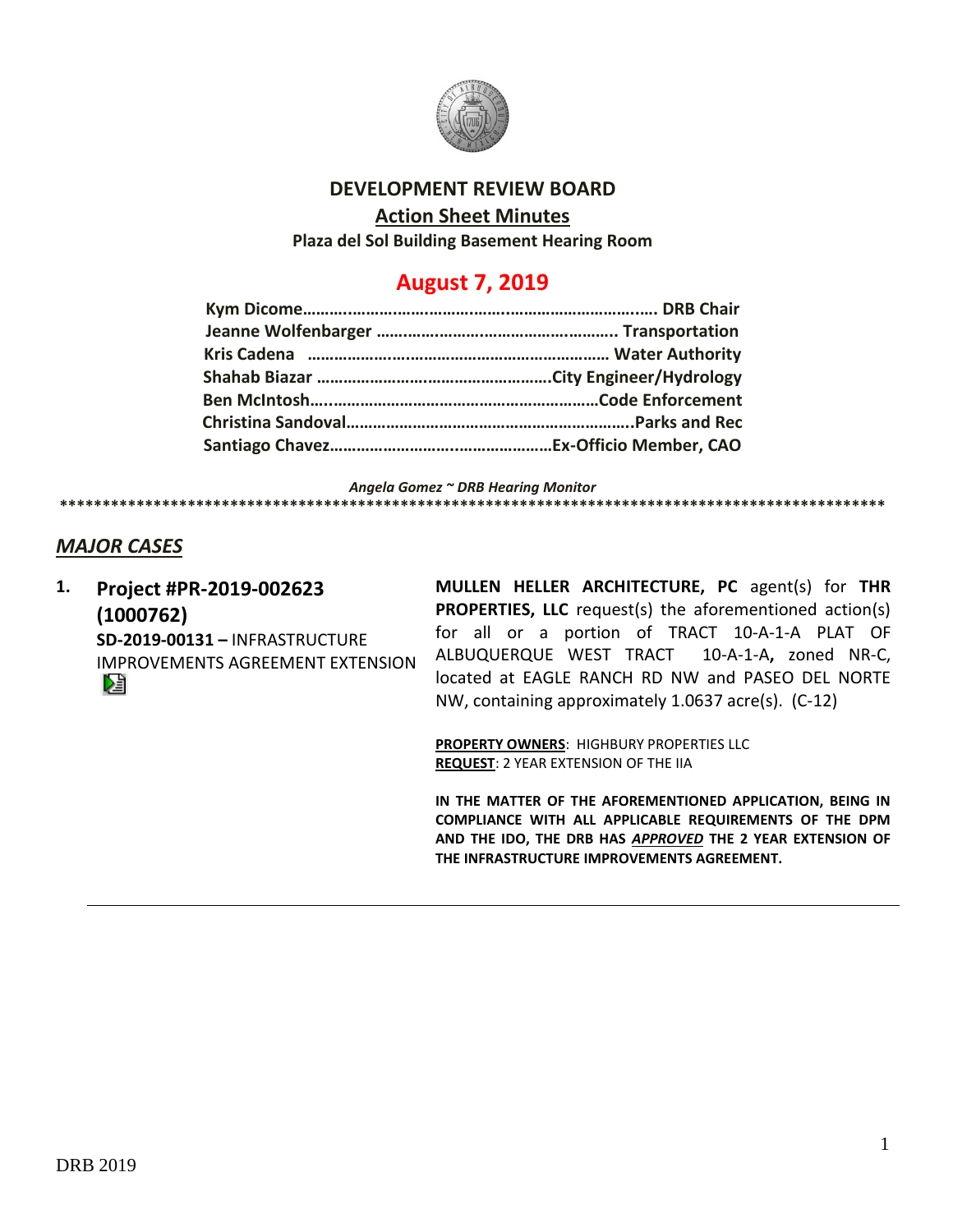# DEVELOPMENT REVIEW BOARD

## Action Sheet Minutes

**Plaza del Sol Building Basement Hearing Room**

## August 7, 2019

**Kym Dicome…………………………………………………………………. DRB Chair**
**Jeanne Wolfenbarger ……………………………………………. Transportation**
**Kris Cadena …………………………………………………………… Water Authority**
**Shahab Biazar …………………………………………….City Engineer/Hydrology**
**Ben McIntosh……………………………………………………Code Enforcement**
**Christina Sandoval……………………………………………………..Parks and Rec**
**Santiago Chavez…………………………………………Ex-Officio Member, CAO**

*Angela Gomez ~ DRB Hearing Monitor*

***************************************************************************************************

## *MAJOR CASES*

1. **Project #PR-2019-002623 (1000762)**
   **SD-2019-00131 –** INFRASTRUCTURE IMPROVEMENTS AGREEMENT EXTENSION

   **MULLEN HELLER ARCHITECTURE, PC** agent(s) for **THR PROPERTIES, LLC** request(s) the aforementioned action(s) for all or a portion of TRACT 10-A-1-A PLAT OF ALBUQUERQUE WEST TRACT 10-A-1-A**,** zoned NR-C, located at EAGLE RANCH RD NW and PASEO DEL NORTE NW, containing approximately 1.0637 acre(s). (C-12)

   **PROPERTY OWNERS**: HIGHBURY PROPERTIES LLC
   **REQUEST**: 2 YEAR EXTENSION OF THE IIA

   **IN THE MATTER OF THE AFOREMENTIONED APPLICATION, BEING IN COMPLIANCE WITH ALL APPLICABLE REQUIREMENTS OF THE DPM AND THE IDO, THE DRB HAS *APPROVED* THE 2 YEAR EXTENSION OF THE INFRASTRUCTURE IMPROVEMENTS AGREEMENT.**

---

DRB 2019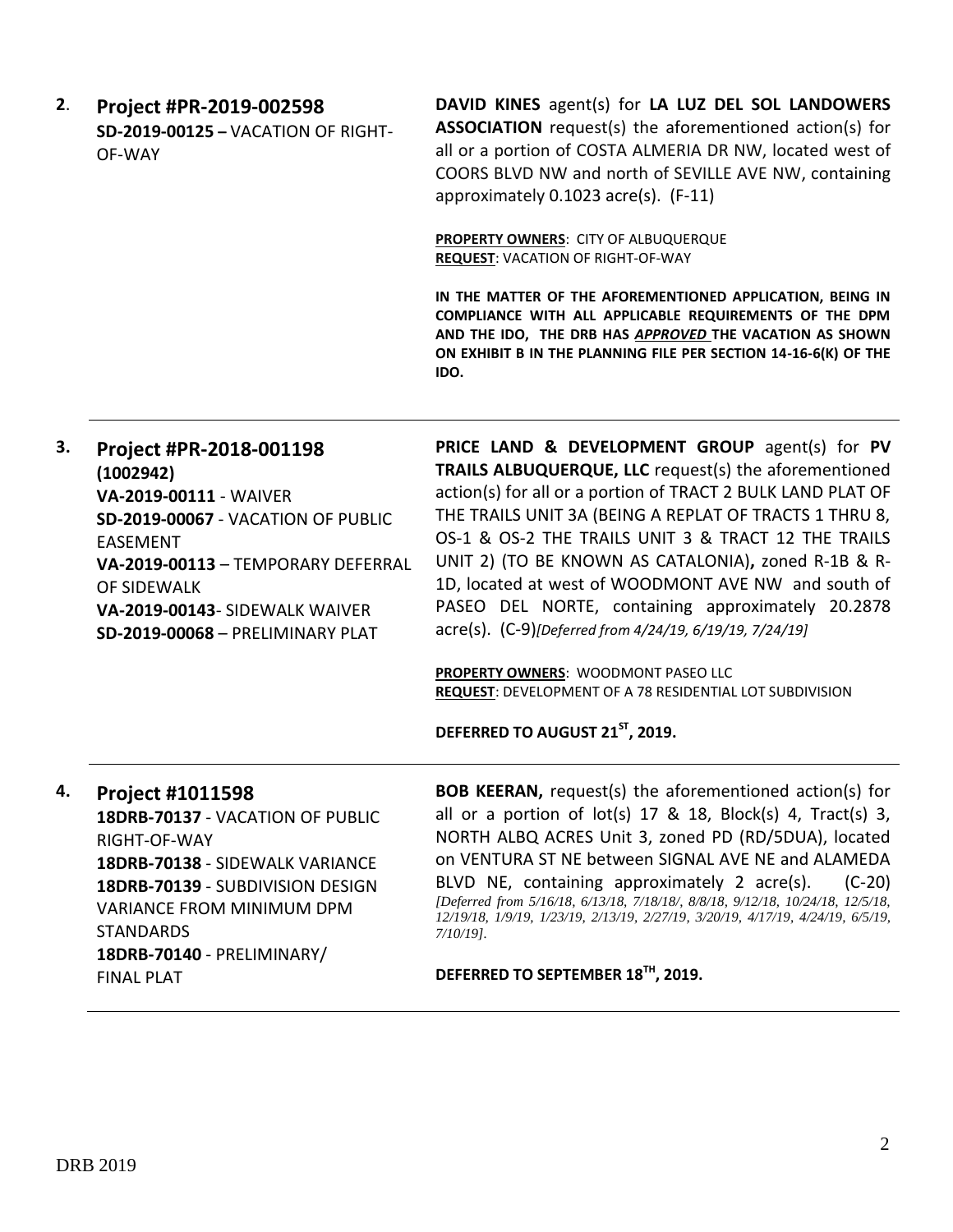**2. Project #PR-2019-002598**
**SD-2019-00125 –** VACATION OF RIGHT-OF-WAY

**DAVID KINES** agent(s) for **LA LUZ DEL SOL LANDOWERS ASSOCIATION** request(s) the aforementioned action(s) for all or a portion of COSTA ALMERIA DR NW, located west of COORS BLVD NW and north of SEVILLE AVE NW, containing approximately 0.1023 acre(s). (F-11)

**PROPERTY OWNERS**: CITY OF ALBUQUERQUE
**REQUEST**: VACATION OF RIGHT-OF-WAY

**IN THE MATTER OF THE AFOREMENTIONED APPLICATION, BEING IN COMPLIANCE WITH ALL APPLICABLE REQUIREMENTS OF THE DPM AND THE IDO, THE DRB HAS *APPROVED* THE VACATION AS SHOWN ON EXHIBIT B IN THE PLANNING FILE PER SECTION 14-16-6(K) OF THE IDO.**

---

**3. Project #PR-2018-001198**
**(1002942)**
**VA-2019-00111** - WAIVER
**SD-2019-00067** - VACATION OF PUBLIC EASEMENT
**VA-2019-00113** – TEMPORARY DEFERRAL OF SIDEWALK
**VA-2019-00143**- SIDEWALK WAIVER
**SD-2019-00068** – PRELIMINARY PLAT

**PRICE LAND & DEVELOPMENT GROUP** agent(s) for **PV TRAILS ALBUQUERQUE, LLC** request(s) the aforementioned action(s) for all or a portion of TRACT 2 BULK LAND PLAT OF THE TRAILS UNIT 3A (BEING A REPLAT OF TRACTS 1 THRU 8, OS-1 & OS-2 THE TRAILS UNIT 3 & TRACT 12 THE TRAILS UNIT 2) (TO BE KNOWN AS CATALONIA)**,** zoned R-1B & R-1D, located at west of WOODMONT AVE NW and south of PASEO DEL NORTE, containing approximately 20.2878 acre(s). (C-9)*[Deferred from 4/24/19, 6/19/19, 7/24/19]*

**PROPERTY OWNERS**: WOODMONT PASEO LLC
**REQUEST**: DEVELOPMENT OF A 78 RESIDENTIAL LOT SUBDIVISION

**DEFERRED TO AUGUST 21ST, 2019.**

---

**4. Project #1011598**
**18DRB-70137** - VACATION OF PUBLIC RIGHT-OF-WAY
**18DRB-70138** - SIDEWALK VARIANCE
**18DRB-70139** - SUBDIVISION DESIGN VARIANCE FROM MINIMUM DPM STANDARDS
**18DRB-70140** - PRELIMINARY/ FINAL PLAT

**BOB KEERAN,** request(s) the aforementioned action(s) for all or a portion of lot(s) 17 & 18, Block(s) 4, Tract(s) 3, NORTH ALBQ ACRES Unit 3, zoned PD (RD/5DUA), located on VENTURA ST NE between SIGNAL AVE NE and ALAMEDA BLVD NE, containing approximately 2 acre(s). (C-20) *[Deferred from 5/16/18, 6/13/18, 7/18/18/, 8/8/18, 9/12/18, 10/24/18, 12/5/18, 12/19/18, 1/9/19, 1/23/19, 2/13/19, 2/27/19, 3/20/19, 4/17/19, 4/24/19, 6/5/19, 7/10/19].*

**DEFERRED TO SEPTEMBER 18TH, 2019.**

---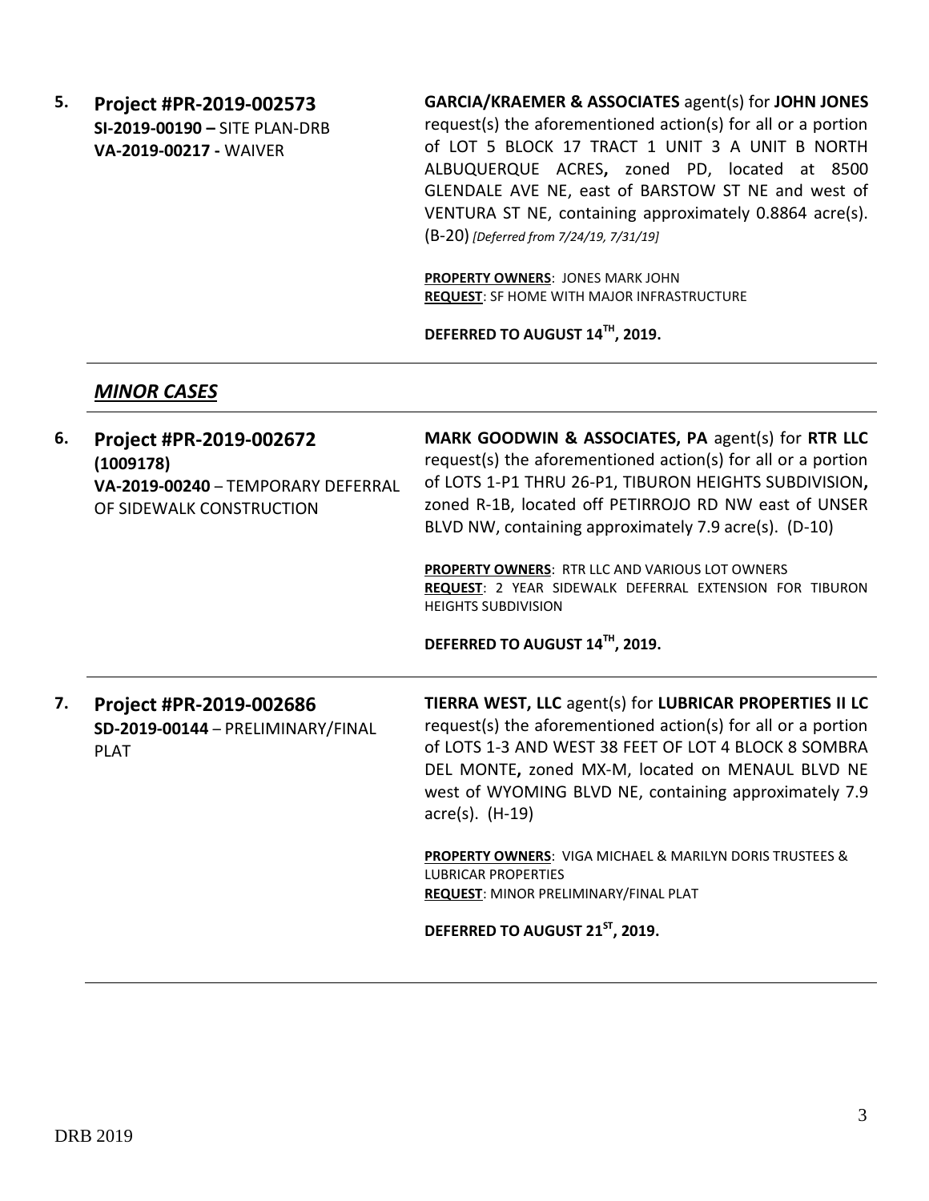**5.** **Project #PR-2019-002573**
**SI-2019-00190 –** SITE PLAN-DRB
**VA-2019-00217 -** WAIVER

**GARCIA/KRAEMER & ASSOCIATES** agent(s) for **JOHN JONES** request(s) the aforementioned action(s) for all or a portion of LOT 5 BLOCK 17 TRACT 1 UNIT 3 A UNIT B NORTH ALBUQUERQUE ACRES**,** zoned PD, located at 8500 GLENDALE AVE NE, east of BARSTOW ST NE and west of VENTURA ST NE, containing approximately 0.8864 acre(s). (B-20) *[Deferred from 7/24/19, 7/31/19]*

**PROPERTY OWNERS**: JONES MARK JOHN
**REQUEST**: SF HOME WITH MAJOR INFRASTRUCTURE

**DEFERRED TO AUGUST 14TH, 2019.**

---

## *MINOR CASES*

---

**6.** **Project #PR-2019-002672**
**(1009178)**
**VA-2019-00240** – TEMPORARY DEFERRAL OF SIDEWALK CONSTRUCTION

**MARK GOODWIN & ASSOCIATES, PA** agent(s) for **RTR LLC** request(s) the aforementioned action(s) for all or a portion of LOTS 1-P1 THRU 26-P1, TIBURON HEIGHTS SUBDIVISION**,** zoned R-1B, located off PETIRROJO RD NW east of UNSER BLVD NW, containing approximately 7.9 acre(s). (D-10)

**PROPERTY OWNERS**: RTR LLC AND VARIOUS LOT OWNERS
**REQUEST**: 2 YEAR SIDEWALK DEFERRAL EXTENSION FOR TIBURON HEIGHTS SUBDIVISION

**DEFERRED TO AUGUST 14TH, 2019.**

---

**7.** **Project #PR-2019-002686**
**SD-2019-00144** – PRELIMINARY/FINAL PLAT

**TIERRA WEST, LLC** agent(s) for **LUBRICAR PROPERTIES II LC** request(s) the aforementioned action(s) for all or a portion of LOTS 1-3 AND WEST 38 FEET OF LOT 4 BLOCK 8 SOMBRA DEL MONTE**,** zoned MX-M, located on MENAUL BLVD NE west of WYOMING BLVD NE, containing approximately 7.9 acre(s). (H-19)

**PROPERTY OWNERS**: VIGA MICHAEL & MARILYN DORIS TRUSTEES & LUBRICAR PROPERTIES
**REQUEST**: MINOR PRELIMINARY/FINAL PLAT

**DEFERRED TO AUGUST 21ST, 2019.**

---

DRB 2019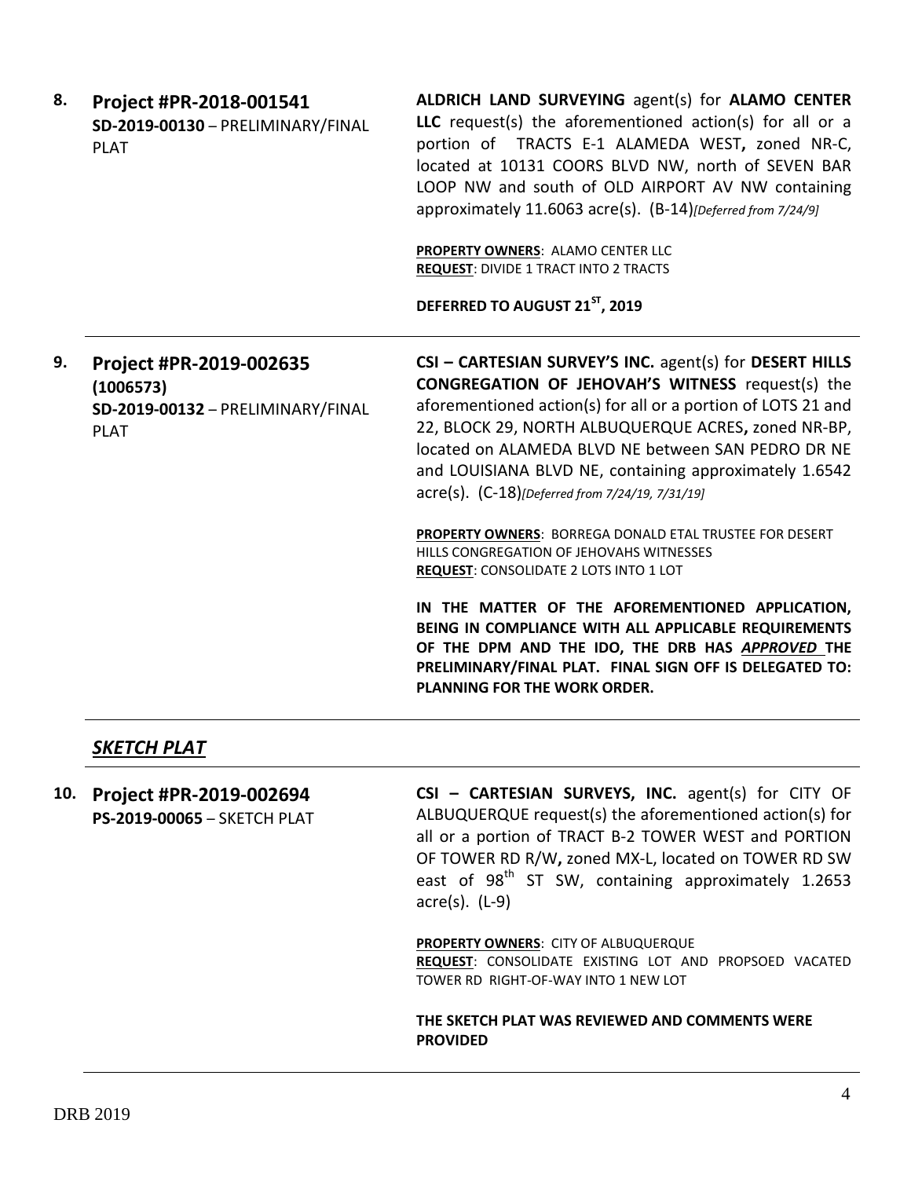**8. Project #PR-2018-001541**
**SD-2019-00130** – PRELIMINARY/FINAL PLAT

**ALDRICH LAND SURVEYING** agent(s) for **ALAMO CENTER LLC** request(s) the aforementioned action(s) for all or a portion of TRACTS E-1 ALAMEDA WEST**,** zoned NR-C, located at 10131 COORS BLVD NW, north of SEVEN BAR LOOP NW and south of OLD AIRPORT AV NW containing approximately 11.6063 acre(s). (B-14)*[Deferred from 7/24/9]*

**PROPERTY OWNERS**: ALAMO CENTER LLC
**REQUEST**: DIVIDE 1 TRACT INTO 2 TRACTS

**DEFERRED TO AUGUST 21ST, 2019**

---

**9. Project #PR-2019-002635**
**(1006573)**
**SD-2019-00132** – PRELIMINARY/FINAL PLAT

**CSI – CARTESIAN SURVEY'S INC.** agent(s) for **DESERT HILLS CONGREGATION OF JEHOVAH'S WITNESS** request(s) the aforementioned action(s) for all or a portion of LOTS 21 and 22, BLOCK 29, NORTH ALBUQUERQUE ACRES**,** zoned NR-BP, located on ALAMEDA BLVD NE between SAN PEDRO DR NE and LOUISIANA BLVD NE, containing approximately 1.6542 acre(s). (C-18)*[Deferred from 7/24/19, 7/31/19]*

**PROPERTY OWNERS**: BORREGA DONALD ETAL TRUSTEE FOR DESERT HILLS CONGREGATION OF JEHOVAHS WITNESSES
**REQUEST**: CONSOLIDATE 2 LOTS INTO 1 LOT

**IN THE MATTER OF THE AFOREMENTIONED APPLICATION, BEING IN COMPLIANCE WITH ALL APPLICABLE REQUIREMENTS OF THE DPM AND THE IDO, THE DRB HAS *APPROVED* THE PRELIMINARY/FINAL PLAT. FINAL SIGN OFF IS DELEGATED TO: PLANNING FOR THE WORK ORDER.**

---

## ***SKETCH PLAT***

**10. Project #PR-2019-002694**
**PS-2019-00065** – SKETCH PLAT

**CSI – CARTESIAN SURVEYS, INC.** agent(s) for CITY OF ALBUQUERQUE request(s) the aforementioned action(s) for all or a portion of TRACT B-2 TOWER WEST and PORTION OF TOWER RD R/W**,** zoned MX-L, located on TOWER RD SW east of 98th ST SW, containing approximately 1.2653 acre(s). (L-9)

**PROPERTY OWNERS**: CITY OF ALBUQUERQUE
**REQUEST**: CONSOLIDATE EXISTING LOT AND PROPSOED VACATED TOWER RD RIGHT-OF-WAY INTO 1 NEW LOT

**THE SKETCH PLAT WAS REVIEWED AND COMMENTS WERE PROVIDED**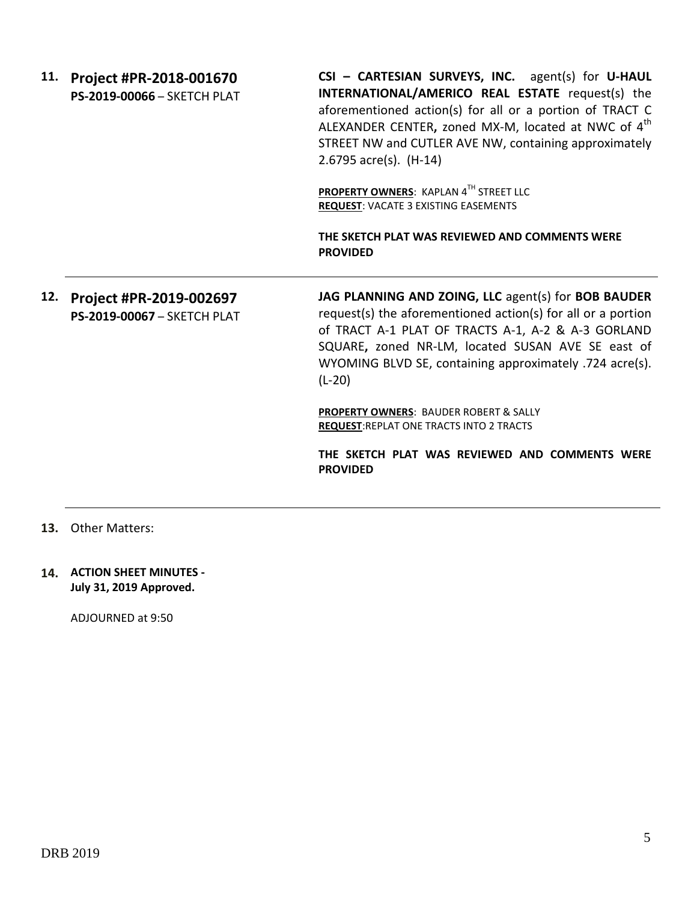**11. Project #PR-2018-001670**
**PS-2019-00066** – SKETCH PLAT

**CSI – CARTESIAN SURVEYS, INC.** agent(s) for **U-HAUL INTERNATIONAL/AMERICO REAL ESTATE** request(s) the aforementioned action(s) for all or a portion of TRACT C ALEXANDER CENTER**,** zoned MX-M, located at NWC of 4th STREET NW and CUTLER AVE NW, containing approximately 2.6795 acre(s). (H-14)

**PROPERTY OWNERS**: KAPLAN 4TH STREET LLC
**REQUEST**: VACATE 3 EXISTING EASEMENTS

**THE SKETCH PLAT WAS REVIEWED AND COMMENTS WERE PROVIDED**

---

**12. Project #PR-2019-002697**
**PS-2019-00067** – SKETCH PLAT

**JAG PLANNING AND ZOING, LLC** agent(s) for **BOB BAUDER** request(s) the aforementioned action(s) for all or a portion of TRACT A-1 PLAT OF TRACTS A-1, A-2 & A-3 GORLAND SQUARE**,** zoned NR-LM, located SUSAN AVE SE east of WYOMING BLVD SE, containing approximately .724 acre(s). (L-20)

**PROPERTY OWNERS**: BAUDER ROBERT & SALLY
**REQUEST**:REPLAT ONE TRACTS INTO 2 TRACTS

**THE SKETCH PLAT WAS REVIEWED AND COMMENTS WERE PROVIDED**

---

**13.** Other Matters:

**14. ACTION SHEET MINUTES - July 31, 2019 Approved.**

ADJOURNED at 9:50